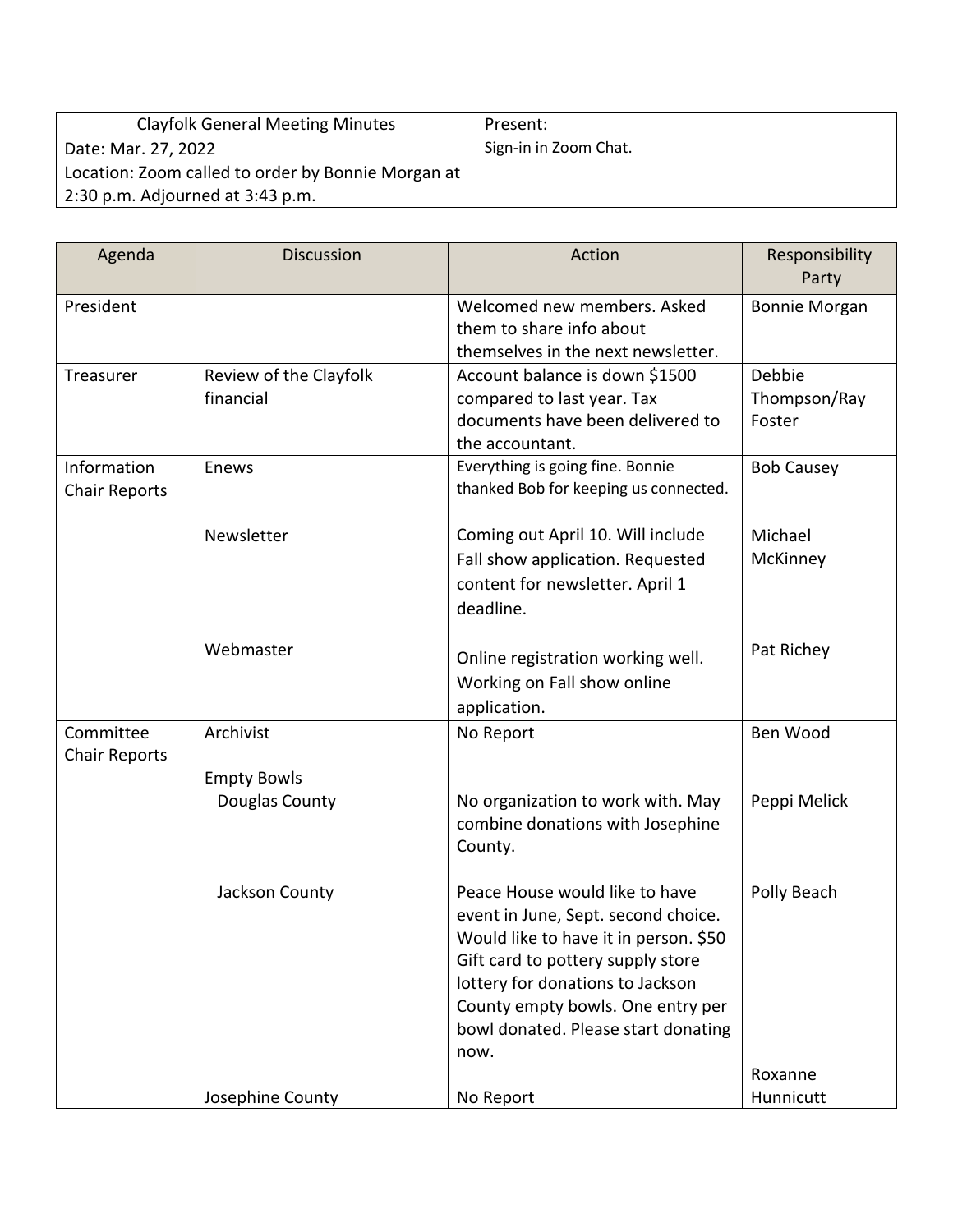| Clayfolk General Meeting Minutes | Present: |
|---|---|
| Date: Mar. 27, 2022<br>Location: Zoom called to order by Bonnie Morgan at 2:30 p.m. Adjourned at 3:43 p.m. | Sign-in in Zoom Chat. |

| Agenda | Discussion | Action | Responsibility Party |
|---|---|---|---|
| President | | Welcomed new members. Asked them to share info about themselves in the next newsletter. | Bonnie Morgan |
| Treasurer | Review of the Clayfolk financial | Account balance is down $1500 compared to last year. Tax documents have been delivered to the accountant. | Debbie Thompson/Ray Foster |
| Information Chair Reports | Enews | Everything is going fine. Bonnie thanked Bob for keeping us connected. | Bob Causey |
| | Newsletter | Coming out April 10. Will include Fall show application. Requested content for newsletter. April 1 deadline. | Michael McKinney |
| | Webmaster | Online registration working well. Working on Fall show online application. | Pat Richey |
| Committee Chair Reports | Archivist | No Report | Ben Wood |
| | Empty Bowls<br>Douglas County | No organization to work with. May combine donations with Josephine County. | Peppi Melick |
| | Jackson County | Peace House would like to have event in June, Sept. second choice. Would like to have it in person. $50 Gift card to pottery supply store lottery for donations to Jackson County empty bowls. One entry per bowl donated. Please start donating now. | Polly Beach |
| | Josephine County | No Report | Roxanne Hunnicutt |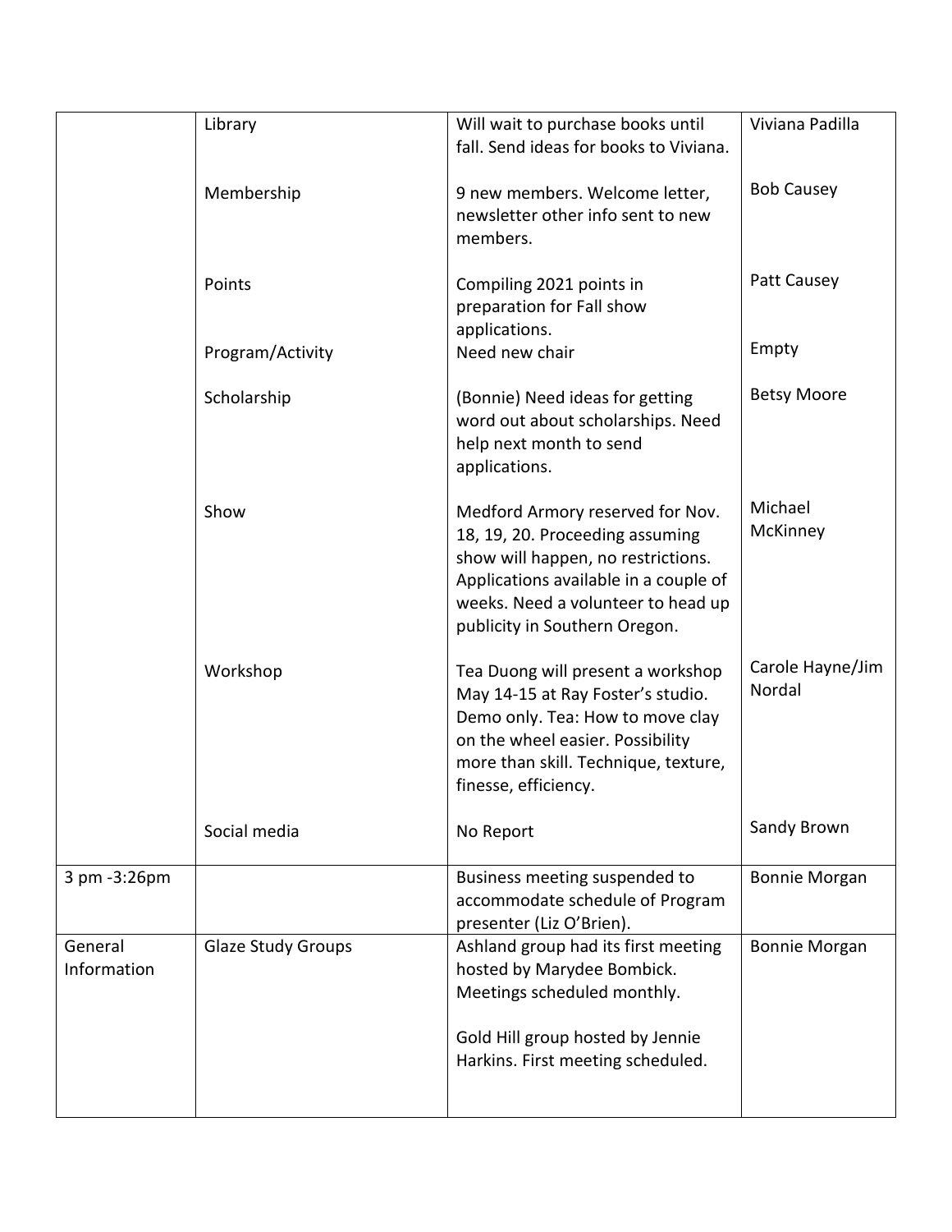| | | | |
|---|---|---|---|
| | Library | Will wait to purchase books until fall. Send ideas for books to Viviana. | Viviana Padilla |
| | Membership | 9 new members. Welcome letter, newsletter other info sent to new members. | Bob Causey |
| | Points | Compiling 2021 points in preparation for Fall show applications. | Patt Causey |
| | Program/Activity | Need new chair | Empty |
| | Scholarship | (Bonnie) Need ideas for getting word out about scholarships. Need help next month to send applications. | Betsy Moore |
| | Show | Medford Armory reserved for Nov. 18, 19, 20. Proceeding assuming show will happen, no restrictions. Applications available in a couple of weeks. Need a volunteer to head up publicity in Southern Oregon. | Michael McKinney |
| | Workshop | Tea Duong will present a workshop May 14-15 at Ray Foster's studio. Demo only. Tea: How to move clay on the wheel easier. Possibility more than skill. Technique, texture, finesse, efficiency. | Carole Hayne/Jim Nordal |
| | Social media | No Report | Sandy Brown |
| 3 pm -3:26pm | | Business meeting suspended to accommodate schedule of Program presenter (Liz O'Brien). | Bonnie Morgan |
| General Information | Glaze Study Groups | Ashland group had its first meeting hosted by Marydee Bombick. Meetings scheduled monthly.<br><br>Gold Hill group hosted by Jennie Harkins. First meeting scheduled. | Bonnie Morgan |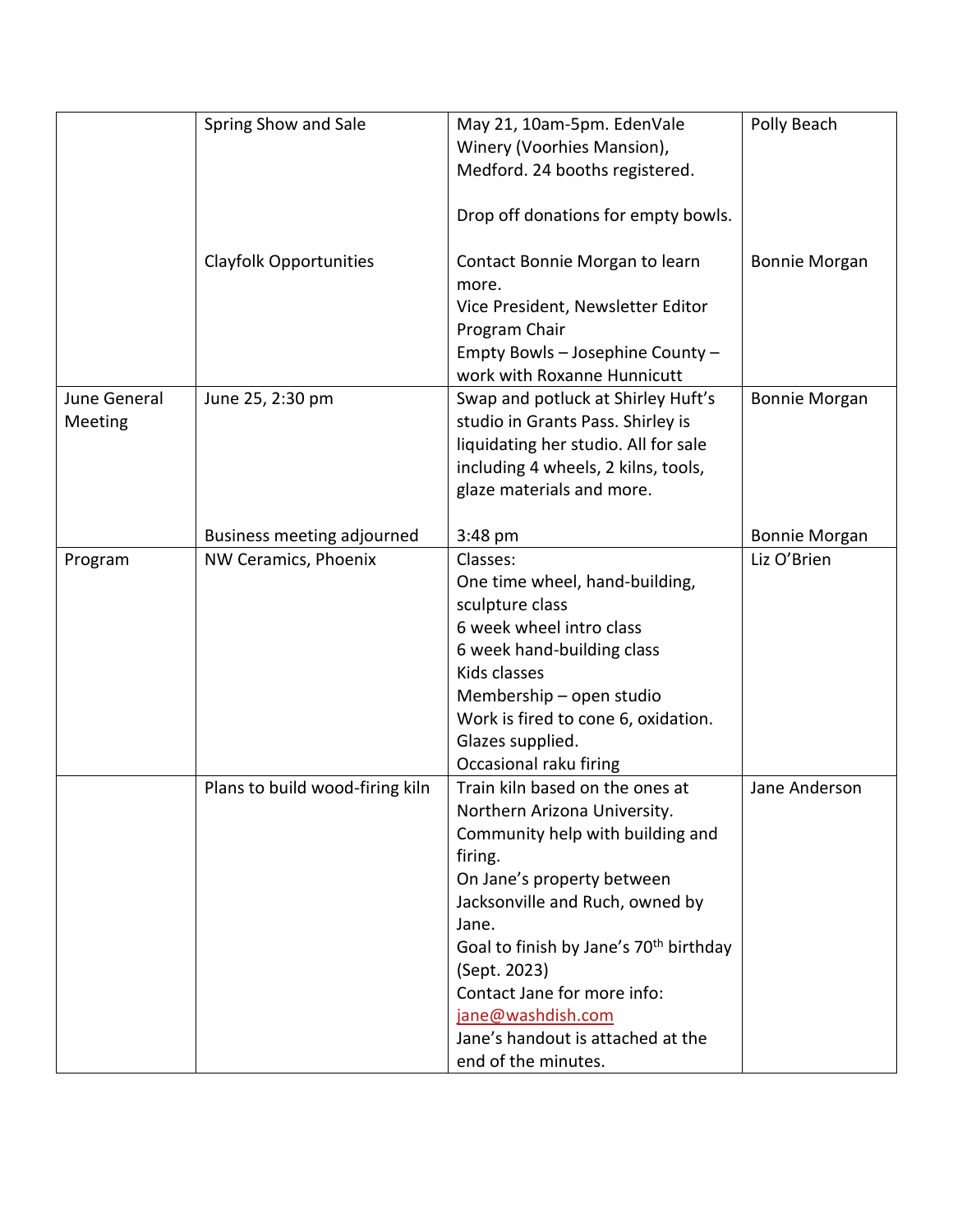| | | | |
|---|---|---|---|
| | Spring Show and Sale | May 21, 10am-5pm. EdenVale Winery (Voorhies Mansion), Medford. 24 booths registered.<br><br>Drop off donations for empty bowls. | Polly Beach |
| | Clayfolk Opportunities | Contact Bonnie Morgan to learn more.<br>Vice President, Newsletter Editor<br>Program Chair<br>Empty Bowls – Josephine County – work with Roxanne Hunnicutt | Bonnie Morgan |
| June General Meeting | June 25, 2:30 pm | Swap and potluck at Shirley Huft's studio in Grants Pass. Shirley is liquidating her studio. All for sale including 4 wheels, 2 kilns, tools, glaze materials and more. | Bonnie Morgan |
| | Business meeting adjourned | 3:48 pm | Bonnie Morgan |
| Program | NW Ceramics, Phoenix | Classes:<br>One time wheel, hand-building, sculpture class<br>6 week wheel intro class<br>6 week hand-building class<br>Kids classes<br>Membership – open studio<br>Work is fired to cone 6, oxidation. Glazes supplied.<br>Occasional raku firing | Liz O'Brien |
| | Plans to build wood-firing kiln | Train kiln based on the ones at Northern Arizona University.<br>Community help with building and firing.<br>On Jane's property between Jacksonville and Ruch, owned by Jane.<br>Goal to finish by Jane's 70th birthday (Sept. 2023)<br>Contact Jane for more info: jane@washdish.com<br>Jane's handout is attached at the end of the minutes. | Jane Anderson |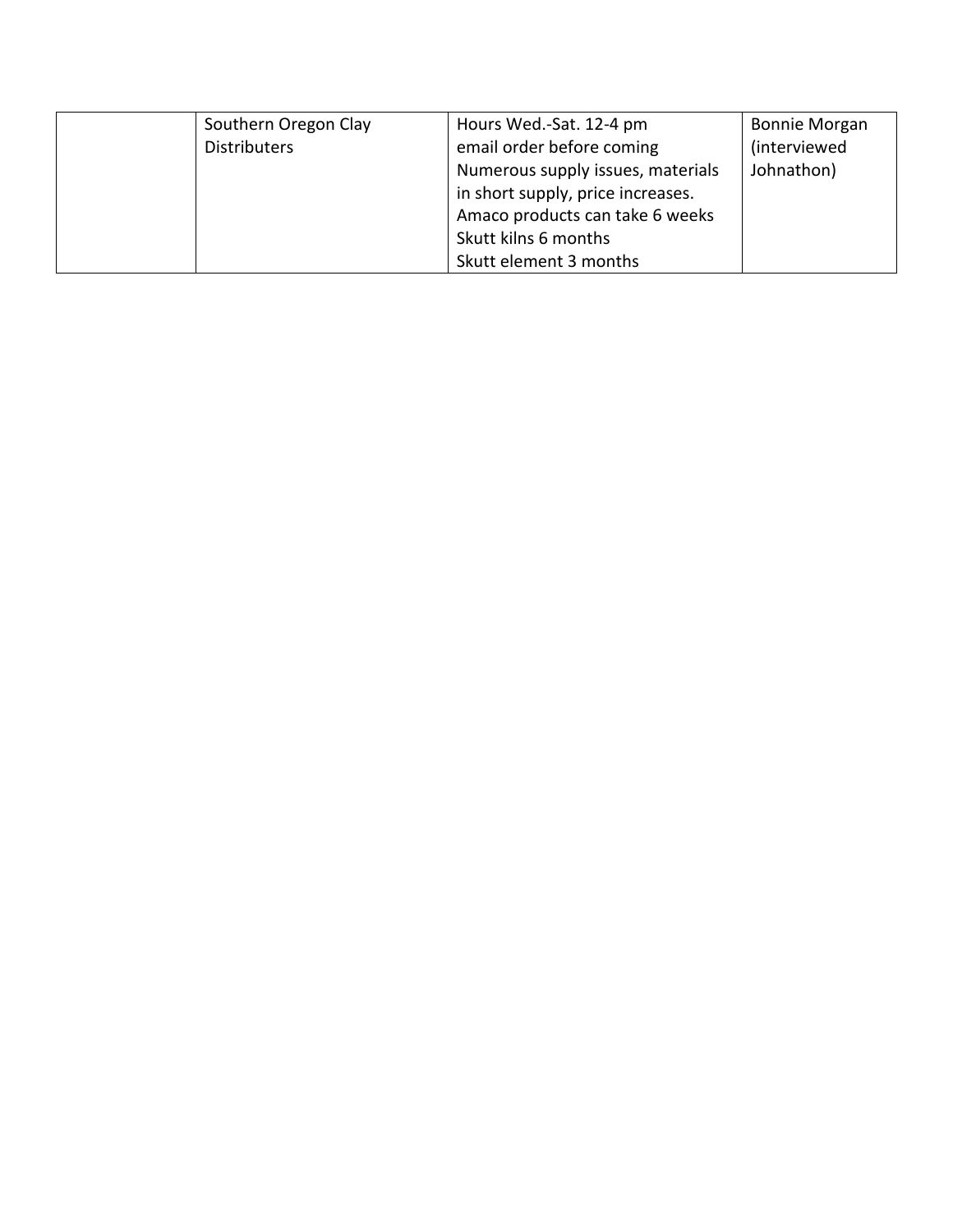|  | Southern Oregon Clay Distributers | Hours Wed.-Sat. 12-4 pm<br>email order before coming<br>Numerous supply issues, materials in short supply, price increases.<br>Amaco products can take 6 weeks<br>Skutt kilns 6 months<br>Skutt element 3 months | Bonnie Morgan (interviewed Johnathon) |
|---|---|---|---|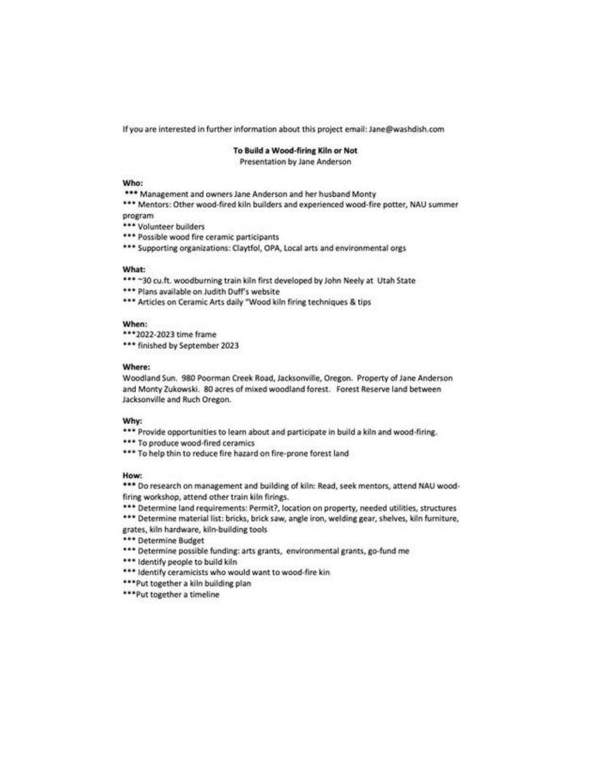If you are interested in further information about this project email: Jane@washdish.com

**To Build a Wood-firing Kiln or Not**

Presentation by Jane Anderson

**Who:**

*** Management and owners Jane Anderson and her husband Monty
*** Mentors: Other wood-fired kiln builders and experienced wood-fire potter, NAU summer program
*** Volunteer builders
*** Possible wood fire ceramic participants
*** Supporting organizations: Claytfol, OPA, Local arts and environmental orgs

**What:**

*** ~30 cu.ft. woodburning train kiln first developed by John Neely at Utah State
*** Plans available on Judith Duff's website
*** Articles on Ceramic Arts daily "Wood kiln firing techniques & tips

**When:**

***2022-2023 time frame
*** finished by September 2023

**Where:**

Woodland Sun. 980 Poorman Creek Road, Jacksonville, Oregon. Property of Jane Anderson and Monty Zukowski. 80 acres of mixed woodland forest. Forest Reserve land between Jacksonville and Ruch Oregon.

**Why:**

*** Provide opportunities to learn about and participate in build a kiln and wood-firing.
*** To produce wood-fired ceramics
*** To help thin to reduce fire hazard on fire-prone forest land

**How:**

*** Do research on management and building of kiln: Read, seek mentors, attend NAU wood-firing workshop, attend other train kiln firings.
*** Determine land requirements: Permit?, location on property, needed utilities, structures
*** Determine material list: bricks, brick saw, angle iron, welding gear, shelves, kiln furniture, grates, kiln hardware, kiln-building tools
*** Determine Budget
*** Determine possible funding: arts grants, environmental grants, go-fund me
*** Identify people to build kiln
*** Identify ceramicists who would want to wood-fire kin
***Put together a kiln building plan
***Put together a timeline